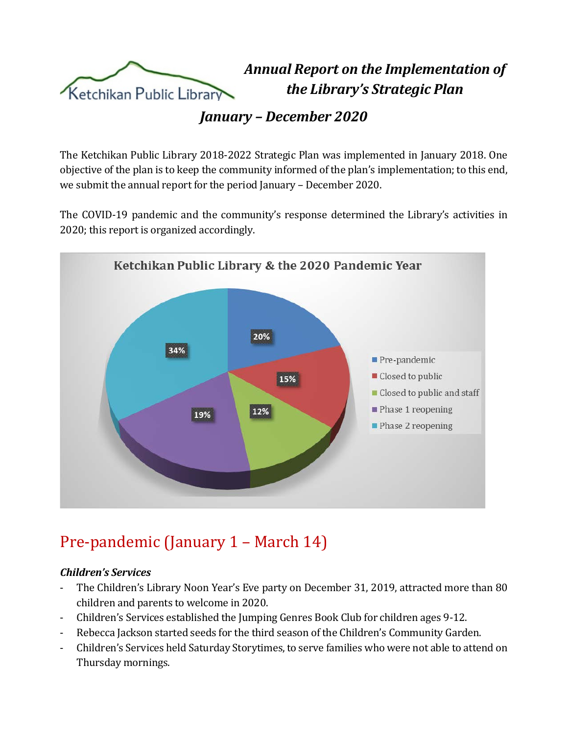# Annual Report on the Implementation of the Library's Strategic Plan

## January – December 2020

The Ketchikan Public Library 2018-2022 Strategic Plan was implemented in January 2018. One objective of the plan is to keep the community informed of the plan's implementation; to this end, we submit the annual report for the period January – December 2020.

The COVID-19 pandemic and the community's response determined the Library's activities in 2020; this report is organized accordingly.

**Ketchikan Public Library & the 2020 Pandemic Year**

| Period | Percentage |
| --- | --- |
| Pre-pandemic | 20% |
| Closed to public | 15% |
| Closed to public and staff | 12% |
| Phase 1 reopening | 19% |
| Phase 2 reopening | 34% |

## Pre-pandemic (January 1 – March 14)

### *Children's Services*

- The Children's Library Noon Year's Eve party on December 31, 2019, attracted more than 80 children and parents to welcome in 2020.
- Children's Services established the Jumping Genres Book Club for children ages 9-12.
- Rebecca Jackson started seeds for the third season of the Children's Community Garden.
- Children's Services held Saturday Storytimes, to serve families who were not able to attend on Thursday mornings.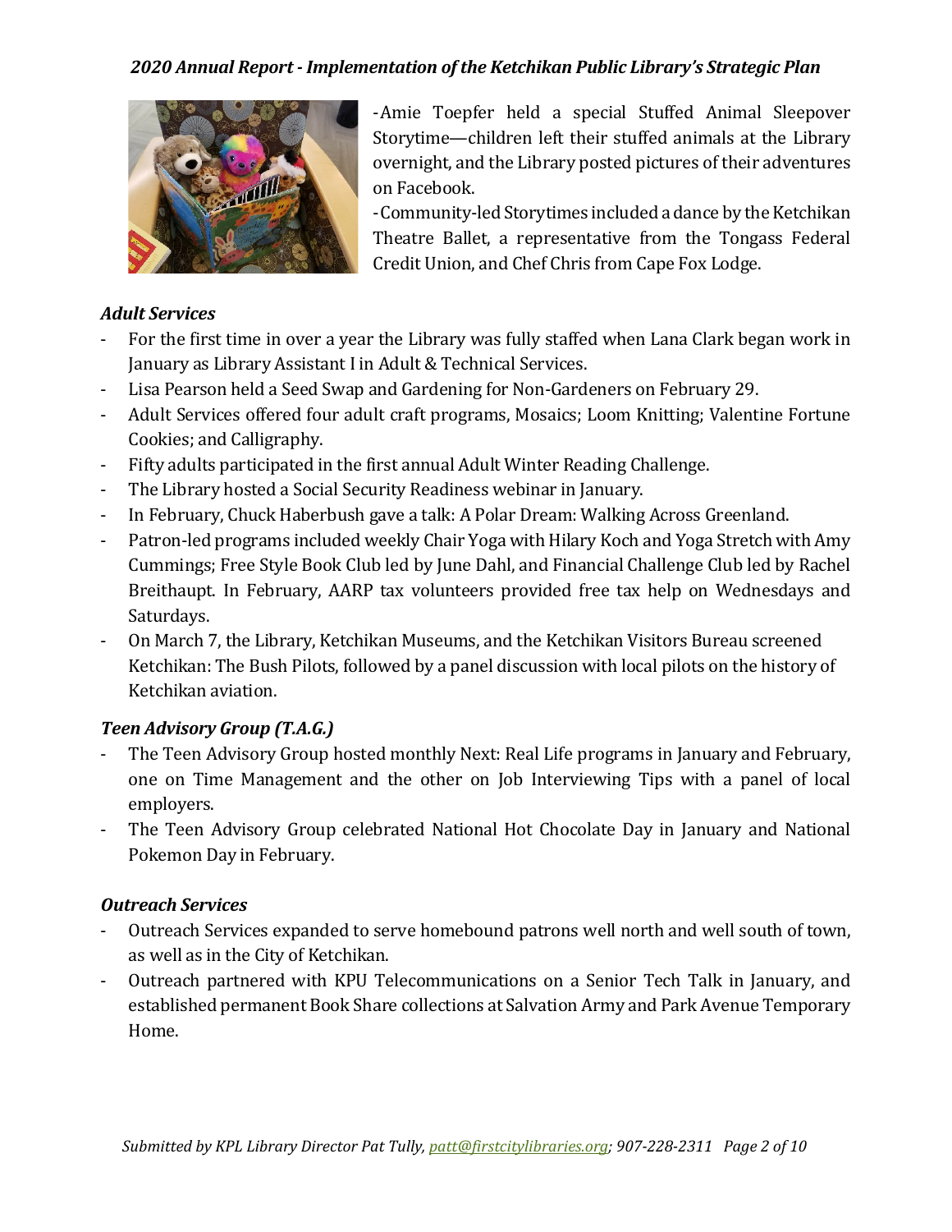-Amie Toepfer held a special Stuffed Animal Sleepover Storytime—children left their stuffed animals at the Library overnight, and the Library posted pictures of their adventures on Facebook.

-Community-led Storytimes included a dance by the Ketchikan Theatre Ballet, a representative from the Tongass Federal Credit Union, and Chef Chris from Cape Fox Lodge.

### *Adult Services*

- For the first time in over a year the Library was fully staffed when Lana Clark began work in January as Library Assistant I in Adult & Technical Services.
- Lisa Pearson held a Seed Swap and Gardening for Non-Gardeners on February 29.
- Adult Services offered four adult craft programs, Mosaics; Loom Knitting; Valentine Fortune Cookies; and Calligraphy.
- Fifty adults participated in the first annual Adult Winter Reading Challenge.
- The Library hosted a Social Security Readiness webinar in January.
- In February, Chuck Haberbush gave a talk: A Polar Dream: Walking Across Greenland.
- Patron-led programs included weekly Chair Yoga with Hilary Koch and Yoga Stretch with Amy Cummings; Free Style Book Club led by June Dahl, and Financial Challenge Club led by Rachel Breithaupt. In February, AARP tax volunteers provided free tax help on Wednesdays and Saturdays.
- On March 7, the Library, Ketchikan Museums, and the Ketchikan Visitors Bureau screened Ketchikan: The Bush Pilots, followed by a panel discussion with local pilots on the history of Ketchikan aviation.

### *Teen Advisory Group (T.A.G.)*

- The Teen Advisory Group hosted monthly Next: Real Life programs in January and February, one on Time Management and the other on Job Interviewing Tips with a panel of local employers.
- The Teen Advisory Group celebrated National Hot Chocolate Day in January and National Pokemon Day in February.

### *Outreach Services*

- Outreach Services expanded to serve homebound patrons well north and well south of town, as well as in the City of Ketchikan.
- Outreach partnered with KPU Telecommunications on a Senior Tech Talk in January, and established permanent Book Share collections at Salvation Army and Park Avenue Temporary Home.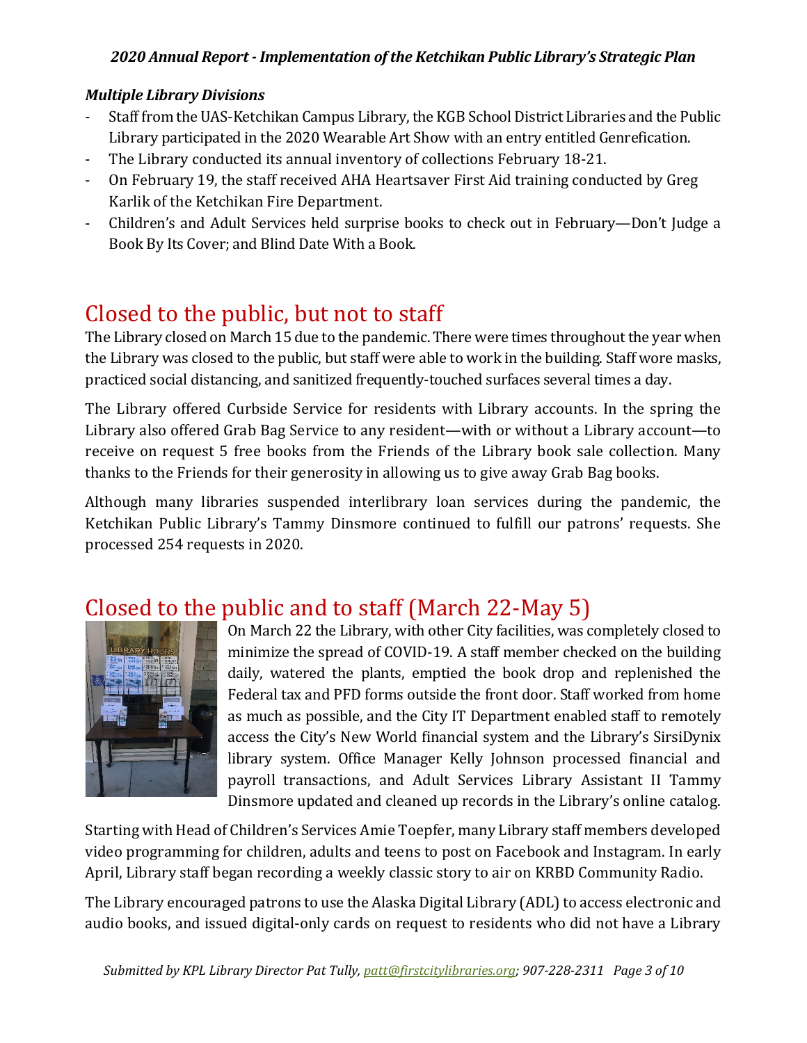### *Multiple Library Divisions*

- Staff from the UAS-Ketchikan Campus Library, the KGB School District Libraries and the Public Library participated in the 2020 Wearable Art Show with an entry entitled Genrefication.
- The Library conducted its annual inventory of collections February 18-21.
- On February 19, the staff received AHA Heartsaver First Aid training conducted by Greg Karlik of the Ketchikan Fire Department.
- Children's and Adult Services held surprise books to check out in February—Don't Judge a Book By Its Cover; and Blind Date With a Book.

## Closed to the public, but not to staff

The Library closed on March 15 due to the pandemic. There were times throughout the year when the Library was closed to the public, but staff were able to work in the building. Staff wore masks, practiced social distancing, and sanitized frequently-touched surfaces several times a day.

The Library offered Curbside Service for residents with Library accounts. In the spring the Library also offered Grab Bag Service to any resident—with or without a Library account—to receive on request 5 free books from the Friends of the Library book sale collection. Many thanks to the Friends for their generosity in allowing us to give away Grab Bag books.

Although many libraries suspended interlibrary loan services during the pandemic, the Ketchikan Public Library's Tammy Dinsmore continued to fulfill our patrons' requests. She processed 254 requests in 2020.

## Closed to the public and to staff (March 22-May 5)

On March 22 the Library, with other City facilities, was completely closed to minimize the spread of COVID-19. A staff member checked on the building daily, watered the plants, emptied the book drop and replenished the Federal tax and PFD forms outside the front door. Staff worked from home as much as possible, and the City IT Department enabled staff to remotely access the City's New World financial system and the Library's SirsiDynix library system. Office Manager Kelly Johnson processed financial and payroll transactions, and Adult Services Library Assistant II Tammy Dinsmore updated and cleaned up records in the Library's online catalog.

Starting with Head of Children's Services Amie Toepfer, many Library staff members developed video programming for children, adults and teens to post on Facebook and Instagram. In early April, Library staff began recording a weekly classic story to air on KRBD Community Radio.

The Library encouraged patrons to use the Alaska Digital Library (ADL) to access electronic and audio books, and issued digital-only cards on request to residents who did not have a Library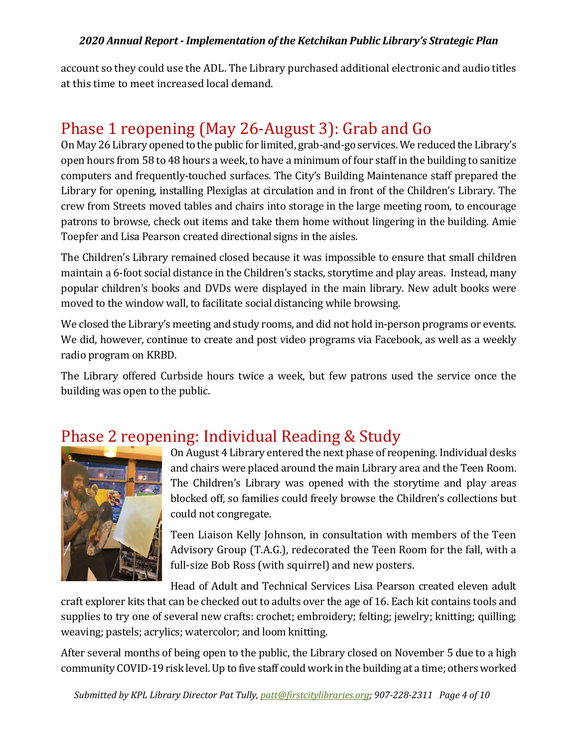account so they could use the ADL. The Library purchased additional electronic and audio titles at this time to meet increased local demand.

## Phase 1 reopening (May 26-August 3): Grab and Go

On May 26 Library opened to the public for limited, grab-and-go services. We reduced the Library's open hours from 58 to 48 hours a week, to have a minimum of four staff in the building to sanitize computers and frequently-touched surfaces. The City's Building Maintenance staff prepared the Library for opening, installing Plexiglas at circulation and in front of the Children's Library. The crew from Streets moved tables and chairs into storage in the large meeting room, to encourage patrons to browse, check out items and take them home without lingering in the building. Amie Toepfer and Lisa Pearson created directional signs in the aisles.

The Children's Library remained closed because it was impossible to ensure that small children maintain a 6-foot social distance in the Children's stacks, storytime and play areas. Instead, many popular children's books and DVDs were displayed in the main library. New adult books were moved to the window wall, to facilitate social distancing while browsing.

We closed the Library's meeting and study rooms, and did not hold in-person programs or events. We did, however, continue to create and post video programs via Facebook, as well as a weekly radio program on KRBD.

The Library offered Curbside hours twice a week, but few patrons used the service once the building was open to the public.

## Phase 2 reopening: Individual Reading & Study

On August 4 Library entered the next phase of reopening. Individual desks and chairs were placed around the main Library area and the Teen Room. The Children's Library was opened with the storytime and play areas blocked off, so families could freely browse the Children's collections but could not congregate.

Teen Liaison Kelly Johnson, in consultation with members of the Teen Advisory Group (T.A.G.), redecorated the Teen Room for the fall, with a full-size Bob Ross (with squirrel) and new posters.

Head of Adult and Technical Services Lisa Pearson created eleven adult craft explorer kits that can be checked out to adults over the age of 16. Each kit contains tools and supplies to try one of several new crafts: crochet; embroidery; felting; jewelry; knitting; quilling; weaving; pastels; acrylics; watercolor; and loom knitting.

After several months of being open to the public, the Library closed on November 5 due to a high community COVID-19 risk level. Up to five staff could work in the building at a time; others worked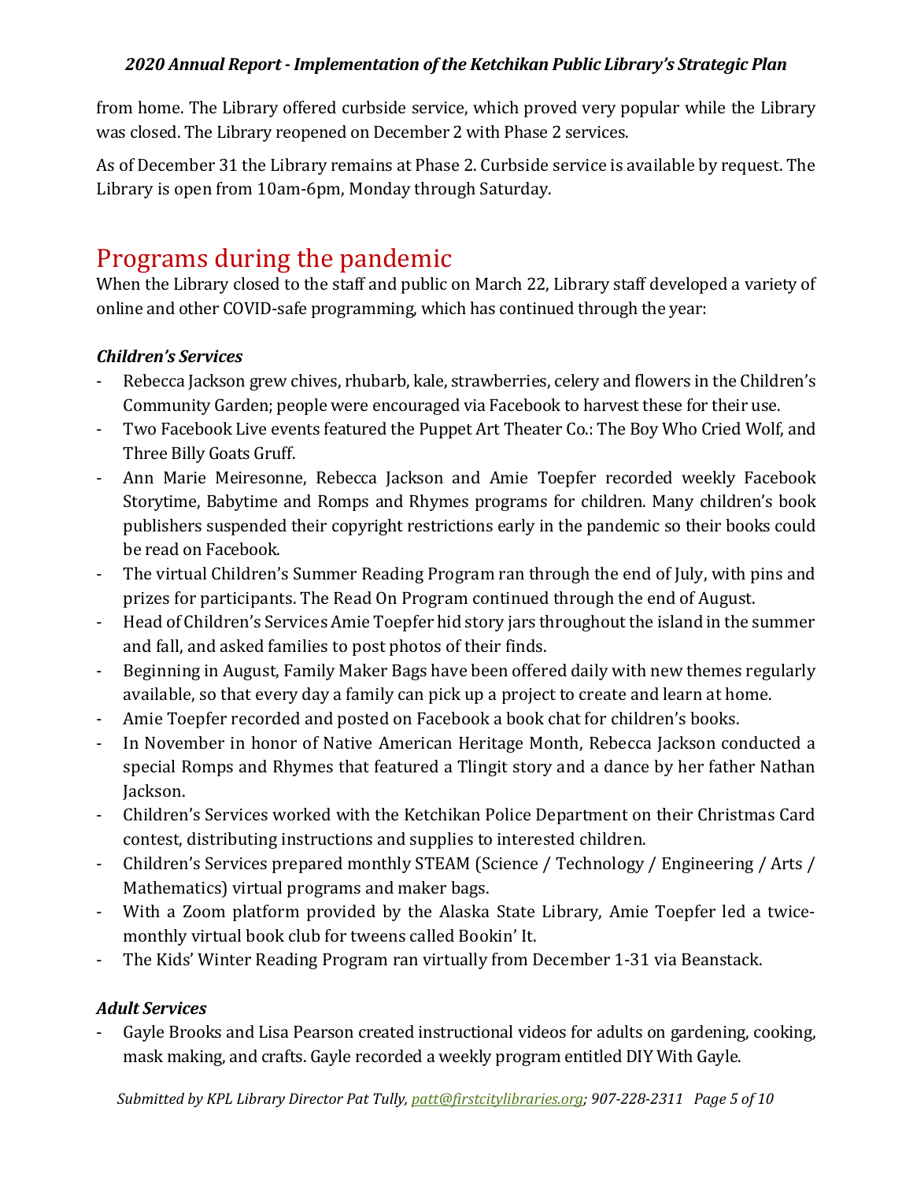from home. The Library offered curbside service, which proved very popular while the Library was closed. The Library reopened on December 2 with Phase 2 services.

As of December 31 the Library remains at Phase 2. Curbside service is available by request. The Library is open from 10am-6pm, Monday through Saturday.

# Programs during the pandemic

When the Library closed to the staff and public on March 22, Library staff developed a variety of online and other COVID-safe programming, which has continued through the year:

### *Children's Services*

- Rebecca Jackson grew chives, rhubarb, kale, strawberries, celery and flowers in the Children's Community Garden; people were encouraged via Facebook to harvest these for their use.
- Two Facebook Live events featured the Puppet Art Theater Co.: The Boy Who Cried Wolf, and Three Billy Goats Gruff.
- Ann Marie Meiresonne, Rebecca Jackson and Amie Toepfer recorded weekly Facebook Storytime, Babytime and Romps and Rhymes programs for children. Many children's book publishers suspended their copyright restrictions early in the pandemic so their books could be read on Facebook.
- The virtual Children's Summer Reading Program ran through the end of July, with pins and prizes for participants. The Read On Program continued through the end of August.
- Head of Children's Services Amie Toepfer hid story jars throughout the island in the summer and fall, and asked families to post photos of their finds.
- Beginning in August, Family Maker Bags have been offered daily with new themes regularly available, so that every day a family can pick up a project to create and learn at home.
- Amie Toepfer recorded and posted on Facebook a book chat for children's books.
- In November in honor of Native American Heritage Month, Rebecca Jackson conducted a special Romps and Rhymes that featured a Tlingit story and a dance by her father Nathan Jackson.
- Children's Services worked with the Ketchikan Police Department on their Christmas Card contest, distributing instructions and supplies to interested children.
- Children's Services prepared monthly STEAM (Science / Technology / Engineering / Arts / Mathematics) virtual programs and maker bags.
- With a Zoom platform provided by the Alaska State Library, Amie Toepfer led a twice-monthly virtual book club for tweens called Bookin' It.
- The Kids' Winter Reading Program ran virtually from December 1-31 via Beanstack.

### *Adult Services*

- Gayle Brooks and Lisa Pearson created instructional videos for adults on gardening, cooking, mask making, and crafts. Gayle recorded a weekly program entitled DIY With Gayle.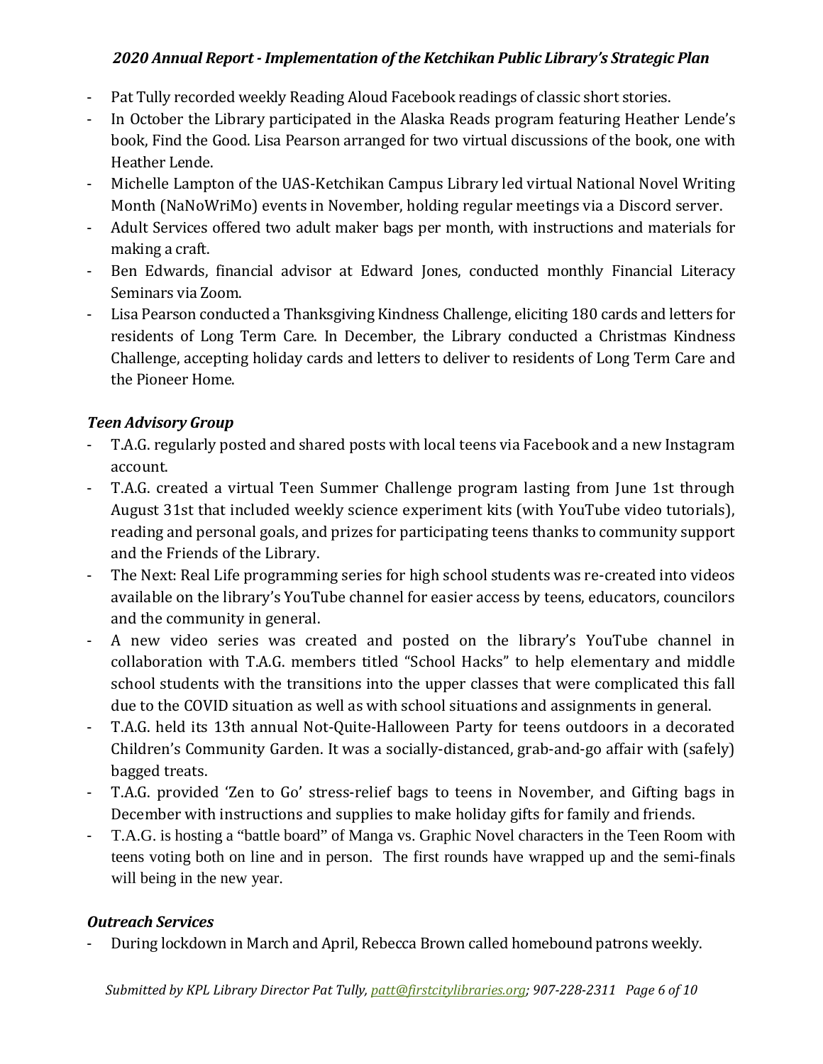- Pat Tully recorded weekly Reading Aloud Facebook readings of classic short stories.
- In October the Library participated in the Alaska Reads program featuring Heather Lende's book, Find the Good. Lisa Pearson arranged for two virtual discussions of the book, one with Heather Lende.
- Michelle Lampton of the UAS-Ketchikan Campus Library led virtual National Novel Writing Month (NaNoWriMo) events in November, holding regular meetings via a Discord server.
- Adult Services offered two adult maker bags per month, with instructions and materials for making a craft.
- Ben Edwards, financial advisor at Edward Jones, conducted monthly Financial Literacy Seminars via Zoom.
- Lisa Pearson conducted a Thanksgiving Kindness Challenge, eliciting 180 cards and letters for residents of Long Term Care. In December, the Library conducted a Christmas Kindness Challenge, accepting holiday cards and letters to deliver to residents of Long Term Care and the Pioneer Home.

### *Teen Advisory Group*

- T.A.G. regularly posted and shared posts with local teens via Facebook and a new Instagram account.
- T.A.G. created a virtual Teen Summer Challenge program lasting from June 1st through August 31st that included weekly science experiment kits (with YouTube video tutorials), reading and personal goals, and prizes for participating teens thanks to community support and the Friends of the Library.
- The Next: Real Life programming series for high school students was re-created into videos available on the library's YouTube channel for easier access by teens, educators, councilors and the community in general.
- A new video series was created and posted on the library's YouTube channel in collaboration with T.A.G. members titled "School Hacks" to help elementary and middle school students with the transitions into the upper classes that were complicated this fall due to the COVID situation as well as with school situations and assignments in general.
- T.A.G. held its 13th annual Not-Quite-Halloween Party for teens outdoors in a decorated Children's Community Garden. It was a socially-distanced, grab-and-go affair with (safely) bagged treats.
- T.A.G. provided 'Zen to Go' stress-relief bags to teens in November, and Gifting bags in December with instructions and supplies to make holiday gifts for family and friends.
- T.A.G. is hosting a "battle board" of Manga vs. Graphic Novel characters in the Teen Room with teens voting both on line and in person. The first rounds have wrapped up and the semi-finals will being in the new year.

### *Outreach Services*

- During lockdown in March and April, Rebecca Brown called homebound patrons weekly.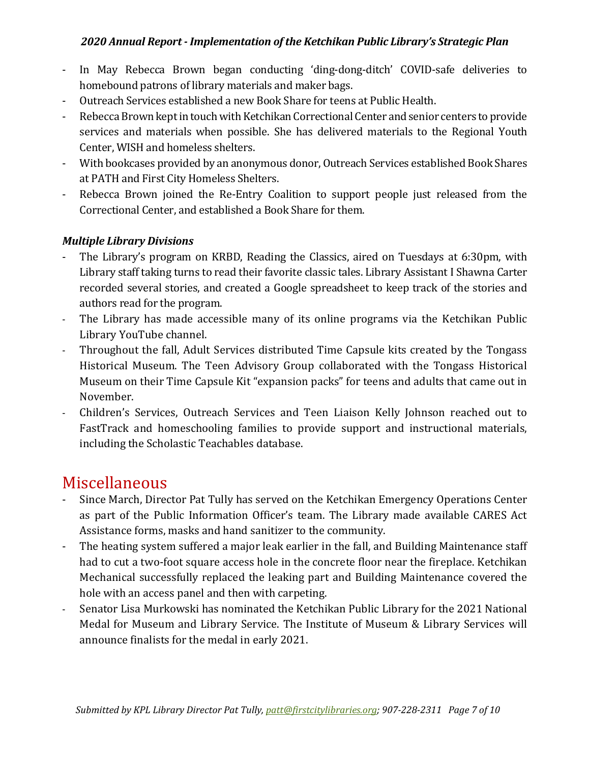- In May Rebecca Brown began conducting 'ding-dong-ditch' COVID-safe deliveries to homebound patrons of library materials and maker bags.
- Outreach Services established a new Book Share for teens at Public Health.
- Rebecca Brown kept in touch with Ketchikan Correctional Center and senior centers to provide services and materials when possible. She has delivered materials to the Regional Youth Center, WISH and homeless shelters.
- With bookcases provided by an anonymous donor, Outreach Services established Book Shares at PATH and First City Homeless Shelters.
- Rebecca Brown joined the Re-Entry Coalition to support people just released from the Correctional Center, and established a Book Share for them.

### *Multiple Library Divisions*

- The Library's program on KRBD, Reading the Classics, aired on Tuesdays at 6:30pm, with Library staff taking turns to read their favorite classic tales. Library Assistant I Shawna Carter recorded several stories, and created a Google spreadsheet to keep track of the stories and authors read for the program.
- The Library has made accessible many of its online programs via the Ketchikan Public Library YouTube channel.
- Throughout the fall, Adult Services distributed Time Capsule kits created by the Tongass Historical Museum. The Teen Advisory Group collaborated with the Tongass Historical Museum on their Time Capsule Kit "expansion packs" for teens and adults that came out in November.
- Children's Services, Outreach Services and Teen Liaison Kelly Johnson reached out to FastTrack and homeschooling families to provide support and instructional materials, including the Scholastic Teachables database.

## Miscellaneous

- Since March, Director Pat Tully has served on the Ketchikan Emergency Operations Center as part of the Public Information Officer's team. The Library made available CARES Act Assistance forms, masks and hand sanitizer to the community.
- The heating system suffered a major leak earlier in the fall, and Building Maintenance staff had to cut a two-foot square access hole in the concrete floor near the fireplace. Ketchikan Mechanical successfully replaced the leaking part and Building Maintenance covered the hole with an access panel and then with carpeting.
- Senator Lisa Murkowski has nominated the Ketchikan Public Library for the 2021 National Medal for Museum and Library Service. The Institute of Museum & Library Services will announce finalists for the medal in early 2021.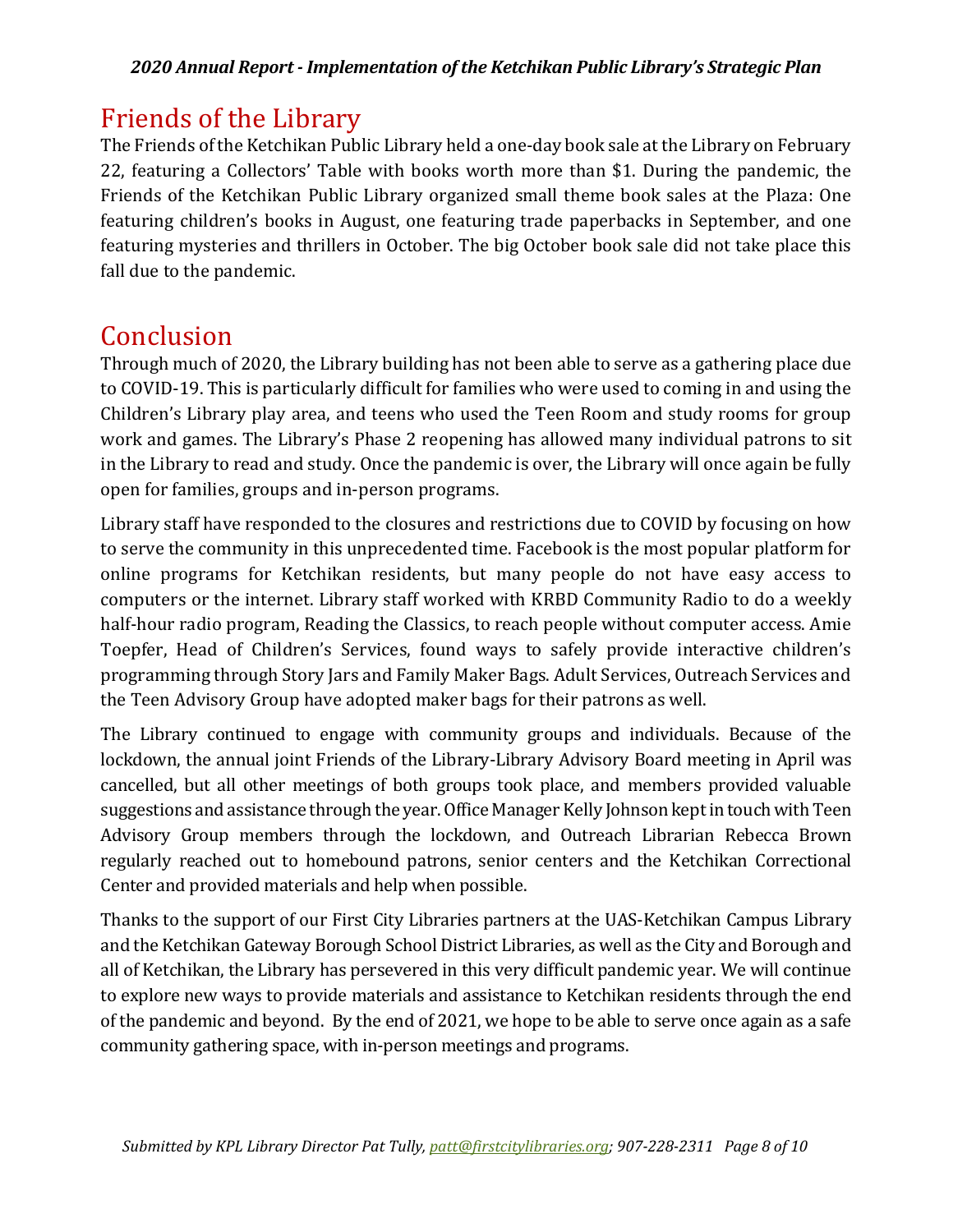## Friends of the Library

The Friends of the Ketchikan Public Library held a one-day book sale at the Library on February 22, featuring a Collectors' Table with books worth more than $1. During the pandemic, the Friends of the Ketchikan Public Library organized small theme book sales at the Plaza: One featuring children's books in August, one featuring trade paperbacks in September, and one featuring mysteries and thrillers in October. The big October book sale did not take place this fall due to the pandemic.

## Conclusion

Through much of 2020, the Library building has not been able to serve as a gathering place due to COVID-19. This is particularly difficult for families who were used to coming in and using the Children's Library play area, and teens who used the Teen Room and study rooms for group work and games. The Library's Phase 2 reopening has allowed many individual patrons to sit in the Library to read and study. Once the pandemic is over, the Library will once again be fully open for families, groups and in-person programs.

Library staff have responded to the closures and restrictions due to COVID by focusing on how to serve the community in this unprecedented time. Facebook is the most popular platform for online programs for Ketchikan residents, but many people do not have easy access to computers or the internet. Library staff worked with KRBD Community Radio to do a weekly half-hour radio program, Reading the Classics, to reach people without computer access. Amie Toepfer, Head of Children's Services, found ways to safely provide interactive children's programming through Story Jars and Family Maker Bags. Adult Services, Outreach Services and the Teen Advisory Group have adopted maker bags for their patrons as well.

The Library continued to engage with community groups and individuals. Because of the lockdown, the annual joint Friends of the Library-Library Advisory Board meeting in April was cancelled, but all other meetings of both groups took place, and members provided valuable suggestions and assistance through the year. Office Manager Kelly Johnson kept in touch with Teen Advisory Group members through the lockdown, and Outreach Librarian Rebecca Brown regularly reached out to homebound patrons, senior centers and the Ketchikan Correctional Center and provided materials and help when possible.

Thanks to the support of our First City Libraries partners at the UAS-Ketchikan Campus Library and the Ketchikan Gateway Borough School District Libraries, as well as the City and Borough and all of Ketchikan, the Library has persevered in this very difficult pandemic year. We will continue to explore new ways to provide materials and assistance to Ketchikan residents through the end of the pandemic and beyond. By the end of 2021, we hope to be able to serve once again as a safe community gathering space, with in-person meetings and programs.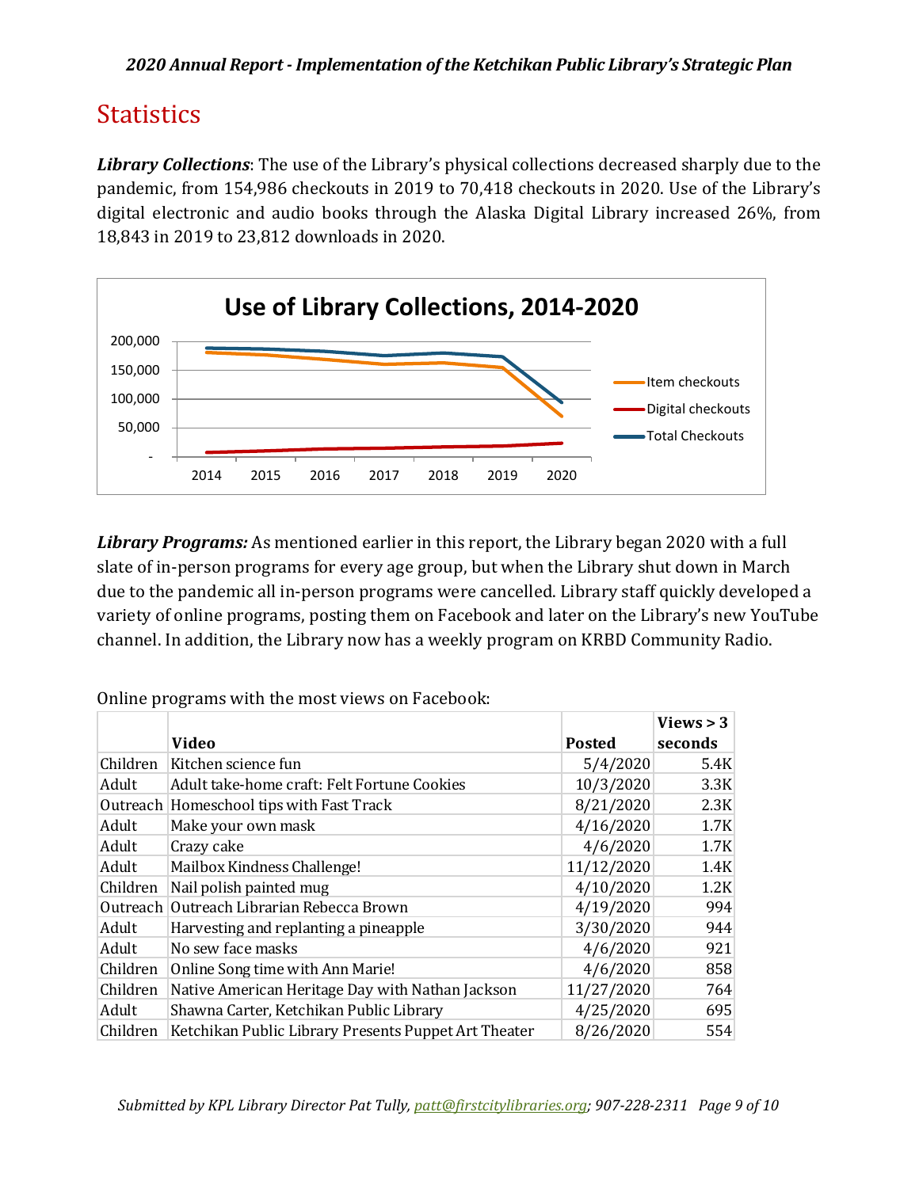## Statistics

***Library Collections***: The use of the Library's physical collections decreased sharply due to the pandemic, from 154,986 checkouts in 2019 to 70,418 checkouts in 2020. Use of the Library's digital electronic and audio books through the Alaska Digital Library increased 26%, from 18,843 in 2019 to 23,812 downloads in 2020.

**Use of Library Collections, 2014-2020**

***Library Programs:*** As mentioned earlier in this report, the Library began 2020 with a full slate of in-person programs for every age group, but when the Library shut down in March due to the pandemic all in-person programs were cancelled. Library staff quickly developed a variety of online programs, posting them on Facebook and later on the Library's new YouTube channel. In addition, the Library now has a weekly program on KRBD Community Radio.

Online programs with the most views on Facebook:

| | Video | Posted | Views > 3 seconds |
|---|---|---|---|
| Children | Kitchen science fun | 5/4/2020 | 5.4K |
| Adult | Adult take-home craft: Felt Fortune Cookies | 10/3/2020 | 3.3K |
| Outreach | Homeschool tips with Fast Track | 8/21/2020 | 2.3K |
| Adult | Make your own mask | 4/16/2020 | 1.7K |
| Adult | Crazy cake | 4/6/2020 | 1.7K |
| Adult | Mailbox Kindness Challenge! | 11/12/2020 | 1.4K |
| Children | Nail polish painted mug | 4/10/2020 | 1.2K |
| Outreach | Outreach Librarian Rebecca Brown | 4/19/2020 | 994 |
| Adult | Harvesting and replanting a pineapple | 3/30/2020 | 944 |
| Adult | No sew face masks | 4/6/2020 | 921 |
| Children | Online Song time with Ann Marie! | 4/6/2020 | 858 |
| Children | Native American Heritage Day with Nathan Jackson | 11/27/2020 | 764 |
| Adult | Shawna Carter, Ketchikan Public Library | 4/25/2020 | 695 |
| Children | Ketchikan Public Library Presents Puppet Art Theater | 8/26/2020 | 554 |

*Submitted by KPL Library Director Pat Tully, patt@firstcitylibraries.org; 907-228-2311*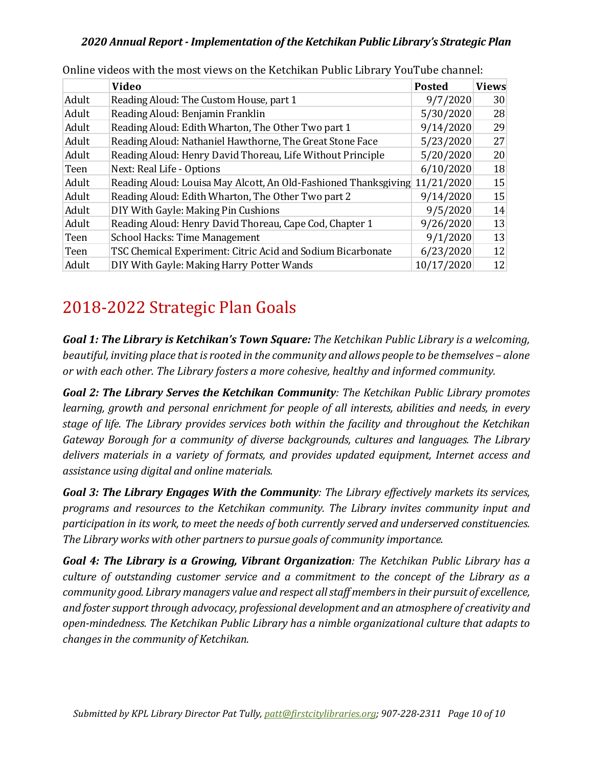Online videos with the most views on the Ketchikan Public Library YouTube channel:

| | Video | Posted | Views |
|---|---|---|---|
| Adult | Reading Aloud: The Custom House, part 1 | 9/7/2020 | 30 |
| Adult | Reading Aloud: Benjamin Franklin | 5/30/2020 | 28 |
| Adult | Reading Aloud: Edith Wharton, The Other Two part 1 | 9/14/2020 | 29 |
| Adult | Reading Aloud: Nathaniel Hawthorne, The Great Stone Face | 5/23/2020 | 27 |
| Adult | Reading Aloud: Henry David Thoreau, Life Without Principle | 5/20/2020 | 20 |
| Teen | Next: Real Life - Options | 6/10/2020 | 18 |
| Adult | Reading Aloud: Louisa May Alcott, An Old-Fashioned Thanksgiving | 11/21/2020 | 15 |
| Adult | Reading Aloud: Edith Wharton, The Other Two part 2 | 9/14/2020 | 15 |
| Adult | DIY With Gayle: Making Pin Cushions | 9/5/2020 | 14 |
| Adult | Reading Aloud: Henry David Thoreau, Cape Cod, Chapter 1 | 9/26/2020 | 13 |
| Teen | School Hacks: Time Management | 9/1/2020 | 13 |
| Teen | TSC Chemical Experiment: Citric Acid and Sodium Bicarbonate | 6/23/2020 | 12 |
| Adult | DIY With Gayle: Making Harry Potter Wands | 10/17/2020 | 12 |

# 2018-2022 Strategic Plan Goals

***Goal 1: The Library is Ketchikan's Town Square:*** *The Ketchikan Public Library is a welcoming, beautiful, inviting place that is rooted in the community and allows people to be themselves – alone or with each other. The Library fosters a more cohesive, healthy and informed community.*

***Goal 2: The Library Serves the Ketchikan Community****: The Ketchikan Public Library promotes learning, growth and personal enrichment for people of all interests, abilities and needs, in every stage of life. The Library provides services both within the facility and throughout the Ketchikan Gateway Borough for a community of diverse backgrounds, cultures and languages. The Library delivers materials in a variety of formats, and provides updated equipment, Internet access and assistance using digital and online materials.*

***Goal 3: The Library Engages With the Community****: The Library effectively markets its services, programs and resources to the Ketchikan community. The Library invites community input and participation in its work, to meet the needs of both currently served and underserved constituencies. The Library works with other partners to pursue goals of community importance.*

***Goal 4: The Library is a Growing, Vibrant Organization****: The Ketchikan Public Library has a culture of outstanding customer service and a commitment to the concept of the Library as a community good. Library managers value and respect all staff members in their pursuit of excellence, and foster support through advocacy, professional development and an atmosphere of creativity and open-mindedness. The Ketchikan Public Library has a nimble organizational culture that adapts to changes in the community of Ketchikan.*

*Submitted by KPL Library Director Pat Tully, patt@firstcitylibraries.org; 907-228-2311*